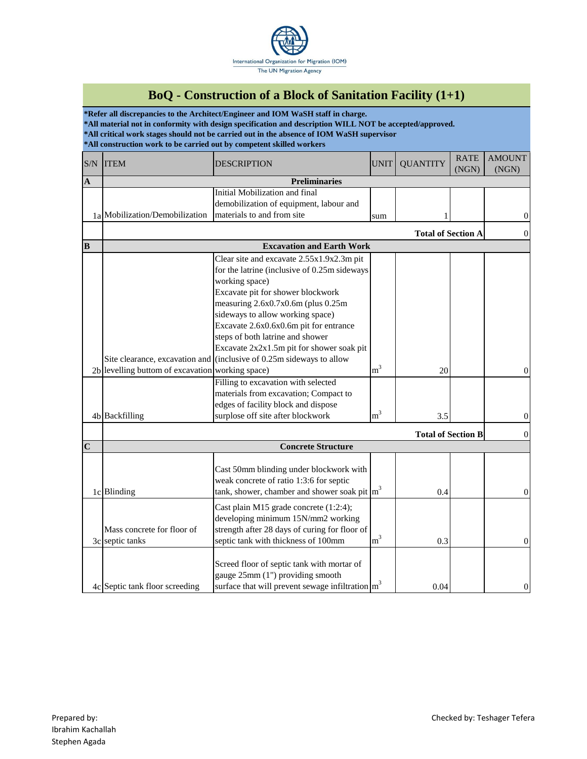International Organization for Migration (IOM)
The UN Migration Agency

# BoQ - Construction of a Block of Sanitation Facility (1+1)

**\*Refer all discrepancies to the Architect/Engineer and IOM WaSH staff in charge.**
**\*All material not in conformity with design specification and description WILL NOT be accepted/approved.**
**\*All critical work stages should not be carried out in the absence of IOM WaSH supervisor**
**\*All construction work to be carried out by competent skilled workers**

| S/N | ITEM | DESCRIPTION | UNIT | QUANTITY | RATE (NGN) | AMOUNT (NGN) |
|---|---|---|---|---|---|---|
| **A** | **Preliminaries** | | | | | |
| 1a | Mobilization/Demobilization | Initial Mobilization and final demobilization of equipment, labour and materials to and from site | sum | 1 | | 0 |
| | | | | **Total of Section A** | | 0 |
| **B** | **Excavation and Earth Work** | | | | | |
| 2b | Site clearance, excavation and levelling buttom of excavation | Clear site and excavate 2.55x1.9x2.3m pit for the latrine (inclusive of 0.25m sideways working space) Excavate pit for shower blockwork measuring 2.6x0.7x0.6m (plus 0.25m sideways to allow working space) Excavate 2.6x0.6x0.6m pit for entrance steps of both latrine and shower Excavate 2x2x1.5m pit for shower soak pit (inclusive of 0.25m sideways to allow working space) | $m^3$ | 20 | | 0 |
| 4b | Backfilling | Filling to excavation with selected materials from excavation; Compact to edges of facility block and dispose surplose off site after blockwork | $m^3$ | 3.5 | | 0 |
| | | | | **Total of Section B** | | 0 |
| **C** | **Concrete Structure** | | | | | |
| 1c | Blinding | Cast 50mm blinding under blockwork with weak concrete of ratio 1:3:6 for septic tank, shower, chamber and shower soak pit | $m^3$ | 0.4 | | 0 |
| 3c | Mass concrete for floor of septic tanks | Cast plain M15 grade concrete (1:2:4); developing minimum 15N/mm2 working strength after 28 days of curing for floor of septic tank with thickness of 100mm | $m^3$ | 0.3 | | 0 |
| 4c | Septic tank floor screeding | Screed floor of septic tank with mortar of gauge 25mm (1") providing smooth surface that will prevent sewage infiltration | $m^3$ | 0.04 | | 0 |

Prepared by:
Ibrahim Kachallah
Stephen Agada

Checked by: Teshager Tefera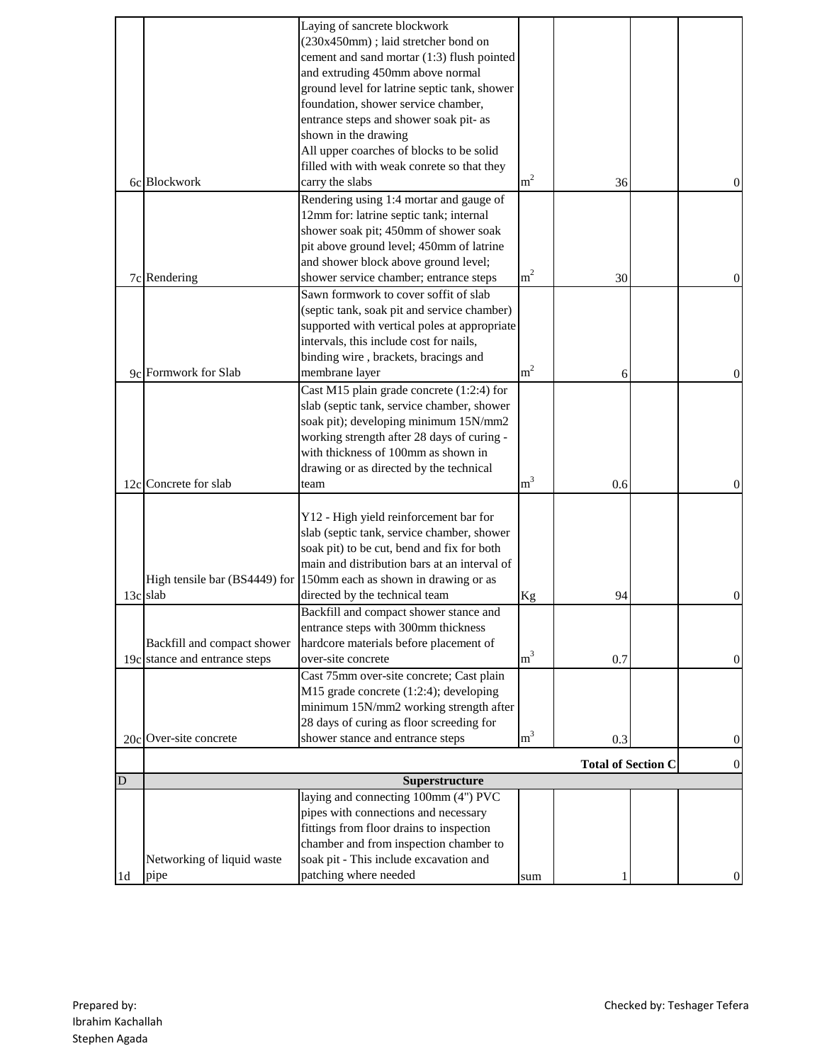| | | | | | | |
|---|---|---|---|---|---|---|
| 6c | Blockwork | Laying of sancrete blockwork (230x450mm) ; laid stretcher bond on cement and sand mortar (1:3) flush pointed and extruding 450mm above normal ground level for latrine septic tank, shower foundation, shower service chamber, entrance steps and shower soak pit- as shown in the drawing All upper coarches of blocks to be solid filled with with weak conrete so that they carry the slabs | $m^2$ | 36 | | 0 |
| 7c | Rendering | Rendering using 1:4 mortar and gauge of 12mm for: latrine septic tank; internal shower soak pit; 450mm of shower soak pit above ground level; 450mm of latrine and shower block above ground level; shower service chamber; entrance steps | $m^2$ | 30 | | 0 |
| 9c | Formwork for Slab | Sawn formwork to cover soffit of slab (septic tank, soak pit and service chamber) supported with vertical poles at appropriate intervals, this include cost for nails, binding wire , brackets, bracings and membrane layer | $m^2$ | 6 | | 0 |
| 12c | Concrete for slab | Cast M15 plain grade concrete (1:2:4) for slab (septic tank, service chamber, shower soak pit); developing minimum 15N/mm2 working strength after 28 days of curing - with thickness of 100mm as shown in drawing or as directed by the technical team | $m^3$ | 0.6 | | 0 |
| 13c | High tensile bar (BS4449) for slab | Y12 - High yield reinforcement bar for slab (septic tank, service chamber, shower soak pit) to be cut, bend and fix for both main and distribution bars at an interval of 150mm each as shown in drawing or as directed by the technical team | Kg | 94 | | 0 |
| 19c | Backfill and compact shower stance and entrance steps | Backfill and compact shower stance and entrance steps with 300mm thickness hardcore materials before placement of over-site concrete | $m^3$ | 0.7 | | 0 |
| 20c | Over-site concrete | Cast 75mm over-site concrete; Cast plain M15 grade concrete (1:2:4); developing minimum 15N/mm2 working strength after 28 days of curing as floor screeding for shower stance and entrance steps | $m^3$ | 0.3 | | 0 |
| | | | | **Total of Section C** | | 0 |
| D | | **Superstructure** | | | | |
| 1d | Networking of liquid waste pipe | laying and connecting 100mm (4") PVC pipes with connections and necessary fittings from floor drains to inspection chamber and from inspection chamber to soak pit - This include excavation and patching where needed | sum | 1 | | 0 |

Prepared by:
Ibrahim Kachallah
Stephen Agada

Checked by: Teshager Tefera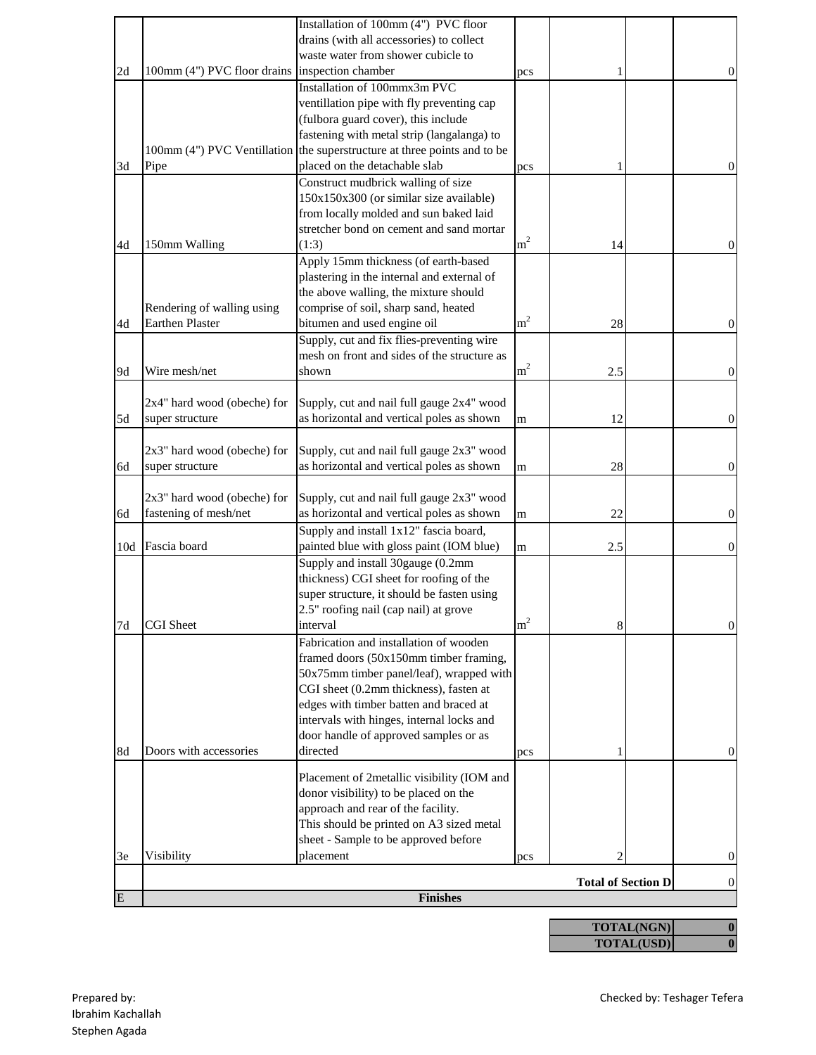| | | | | | | |
|---|---|---|---|---|---|---|
| 2d | 100mm (4") PVC floor drains | Installation of 100mm (4") PVC floor drains (with all accessories) to collect waste water from shower cubicle to inspection chamber | pcs | 1 | | 0 |
| 3d | 100mm (4") PVC Ventillation Pipe | Installation of 100mmx3m PVC ventillation pipe with fly preventing cap (fulbora guard cover), this include fastening with metal strip (langalanga) to the superstructure at three points and to be placed on the detachable slab | pcs | 1 | | 0 |
| 4d | 150mm Walling | Construct mudbrick walling of size 150x150x300 (or similar size available) from locally molded and sun baked laid stretcher bond on cement and sand mortar (1:3) | $m^2$ | 14 | | 0 |
| 4d | Rendering of walling using Earthen Plaster | Apply 15mm thickness (of earth-based plastering in the internal and external of the above walling, the mixture should comprise of soil, sharp sand, heated bitumen and used engine oil | $m^2$ | 28 | | 0 |
| 9d | Wire mesh/net | Supply, cut and fix flies-preventing wire mesh on front and sides of the structure as shown | $m^2$ | 2.5 | | 0 |
| 5d | 2x4" hard wood (obeche) for super structure | Supply, cut and nail full gauge 2x4" wood as horizontal and vertical poles as shown | m | 12 | | 0 |
| 6d | 2x3" hard wood (obeche) for super structure | Supply, cut and nail full gauge 2x3" wood as horizontal and vertical poles as shown | m | 28 | | 0 |
| 6d | 2x3" hard wood (obeche) for fastening of mesh/net | Supply, cut and nail full gauge 2x3" wood as horizontal and vertical poles as shown | m | 22 | | 0 |
| 10d | Fascia board | Supply and install 1x12" fascia board, painted blue with gloss paint (IOM blue) | m | 2.5 | | 0 |
| 7d | CGI Sheet | Supply and install 30gauge (0.2mm thickness) CGI sheet for roofing of the super structure, it should be fasten using 2.5" roofing nail (cap nail) at grove interval | $m^2$ | 8 | | 0 |
| 8d | Doors with accessories | Fabrication and installation of wooden framed doors (50x150mm timber framing, 50x75mm timber panel/leaf), wrapped with CGI sheet (0.2mm thickness), fasten at edges with timber batten and braced at intervals with hinges, internal locks and door handle of approved samples or as directed | pcs | 1 | | 0 |
| 3e | Visibility | Placement of 2metallic visibility (IOM and donor visibility) to be placed on the approach and rear of the facility. This should be printed on A3 sized metal sheet - Sample to be approved before placement | pcs | 2 | | 0 |
| | | | | **Total of Section D** | | 0 |
| E | | **Finishes** | | | | |

| | |
|---|---|
| **TOTAL(NGN)** | **0** |
| **TOTAL(USD)** | **0** |

Prepared by:
Ibrahim Kachallah
Stephen Agada

Checked by: Teshager Tefera